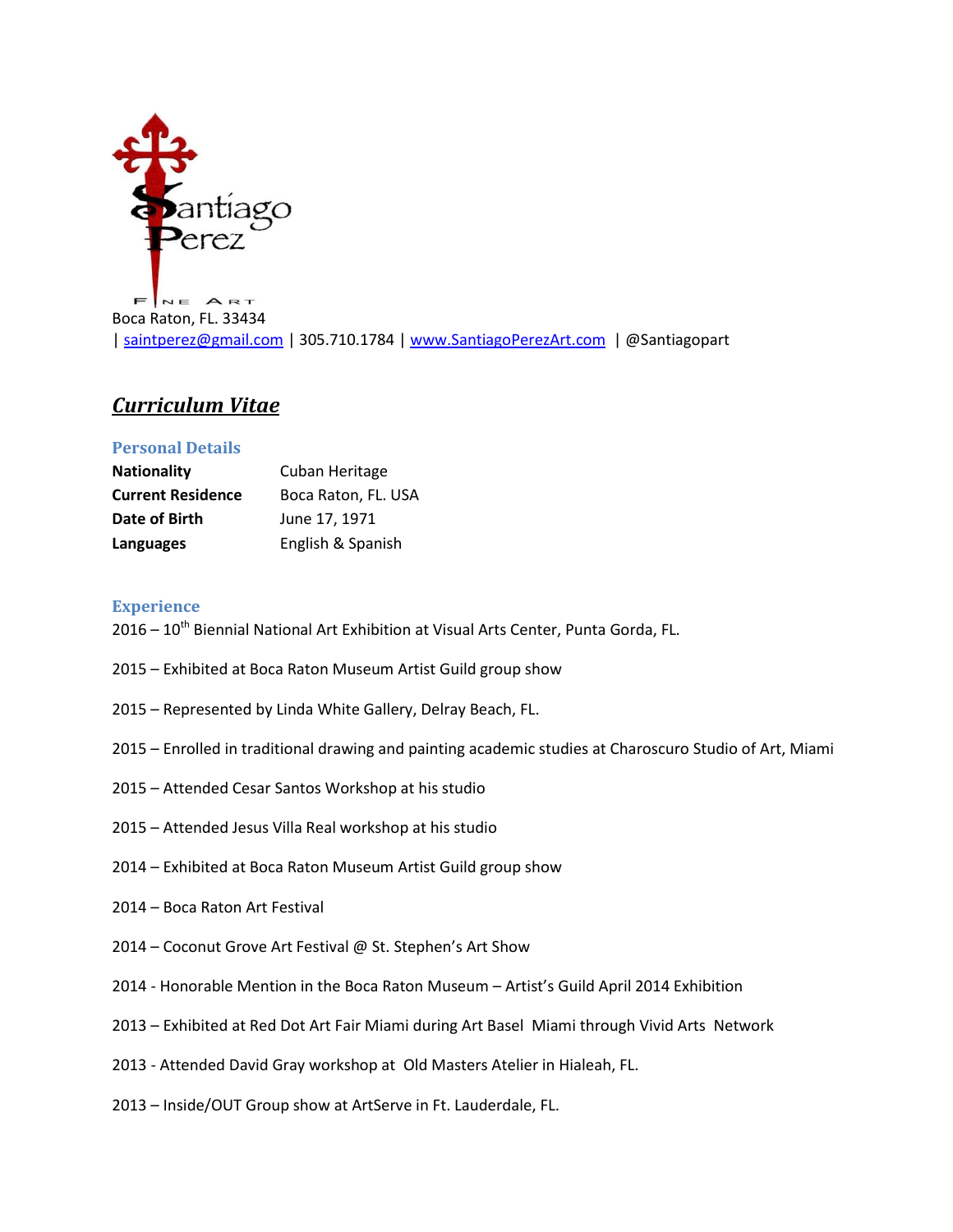Santiago Perez

FINE ART

Boca Raton, FL. 33434
| saintperez@gmail.com | 305.710.1784 | www.SantiagoPerezArt.com | @Santiagopart

# *Curriculum Vitae*

## Personal Details

| | |
|---|---|
| **Nationality** | Cuban Heritage |
| **Current Residence** | Boca Raton, FL. USA |
| **Date of Birth** | June 17, 1971 |
| **Languages** | English & Spanish |

## Experience

2016 – 10th Biennial National Art Exhibition at Visual Arts Center, Punta Gorda, FL.

2015 – Exhibited at Boca Raton Museum Artist Guild group show

2015 – Represented by Linda White Gallery, Delray Beach, FL.

2015 – Enrolled in traditional drawing and painting academic studies at Charoscuro Studio of Art, Miami

2015 – Attended Cesar Santos Workshop at his studio

2015 – Attended Jesus Villa Real workshop at his studio

2014 – Exhibited at Boca Raton Museum Artist Guild group show

2014 – Boca Raton Art Festival

2014 – Coconut Grove Art Festival @ St. Stephen's Art Show

2014 - Honorable Mention in the Boca Raton Museum – Artist's Guild April 2014 Exhibition

2013 – Exhibited at Red Dot Art Fair Miami during Art Basel Miami through Vivid Arts Network

2013 - Attended David Gray workshop at Old Masters Atelier in Hialeah, FL.

2013 – Inside/OUT Group show at ArtServe in Ft. Lauderdale, FL.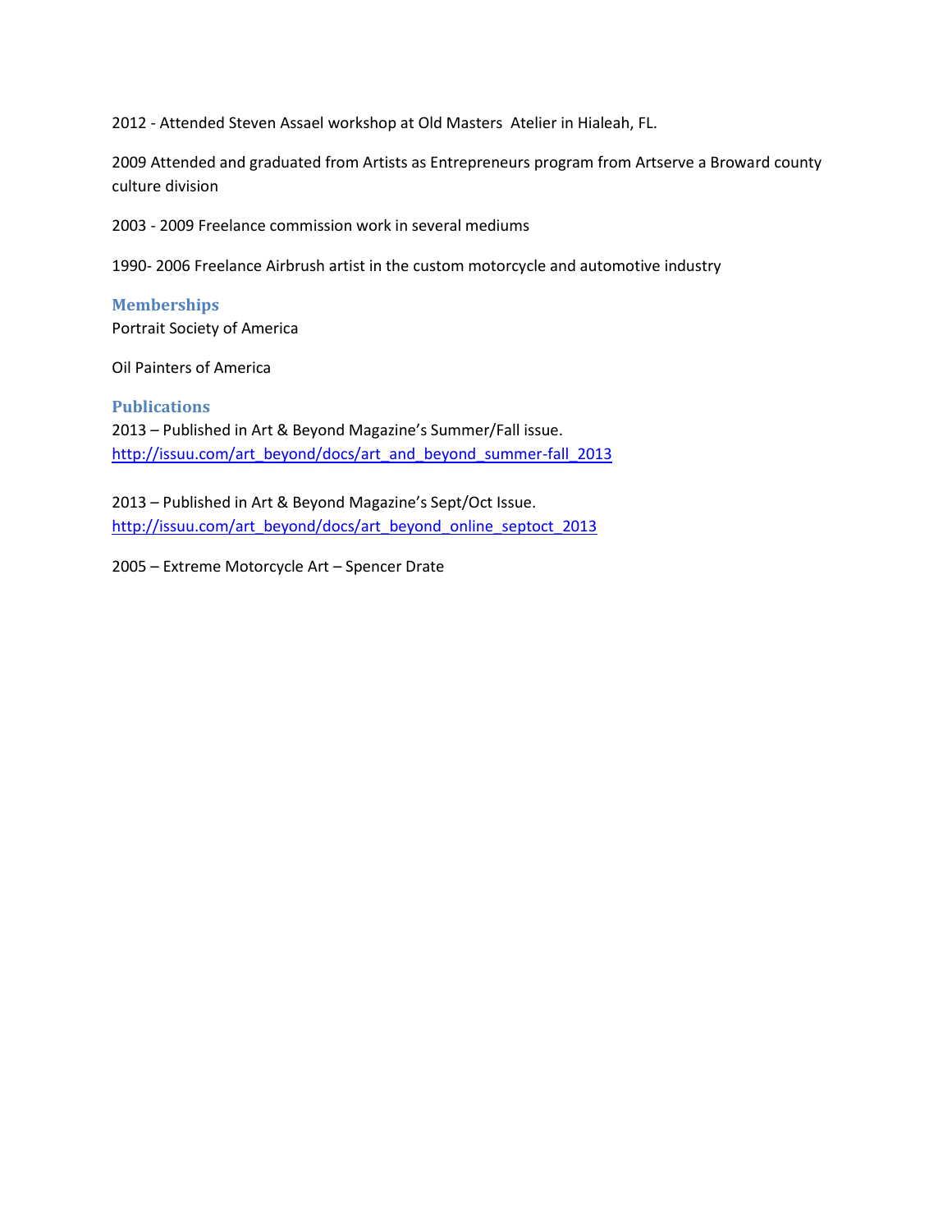2012 - Attended Steven Assael workshop at Old Masters  Atelier in Hialeah, FL.

2009 Attended and graduated from Artists as Entrepreneurs program from Artserve a Broward county culture division

2003 - 2009 Freelance commission work in several mediums

1990- 2006 Freelance Airbrush artist in the custom motorcycle and automotive industry

## Memberships

Portrait Society of America

Oil Painters of America

## Publications

2013 – Published in Art & Beyond Magazine's Summer/Fall issue.
http://issuu.com/art_beyond/docs/art_and_beyond_summer-fall_2013

2013 – Published in Art & Beyond Magazine's Sept/Oct Issue.
http://issuu.com/art_beyond/docs/art_beyond_online_septoct_2013

2005 – Extreme Motorcycle Art – Spencer Drate